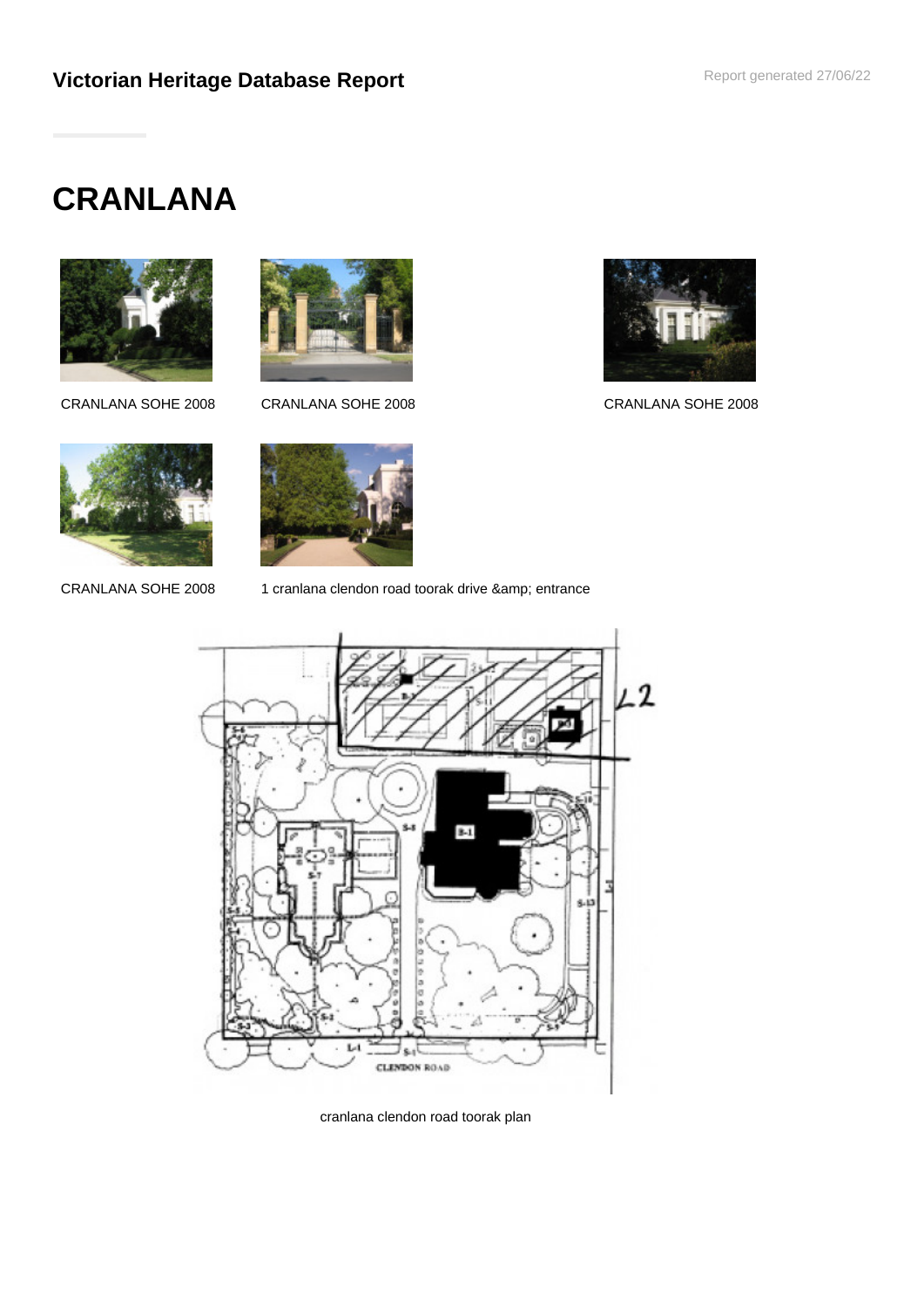# Victorian Heritage Database Report

# CRANLANA

CRANLANA SOHE 2008

CRANLANA SOHE 2008

CRANLANA SOHE 2008

CRANLANA SOHE 2008

1 cranlana clendon road toorak drive &amp; entrance

cranlana clendon road toorak plan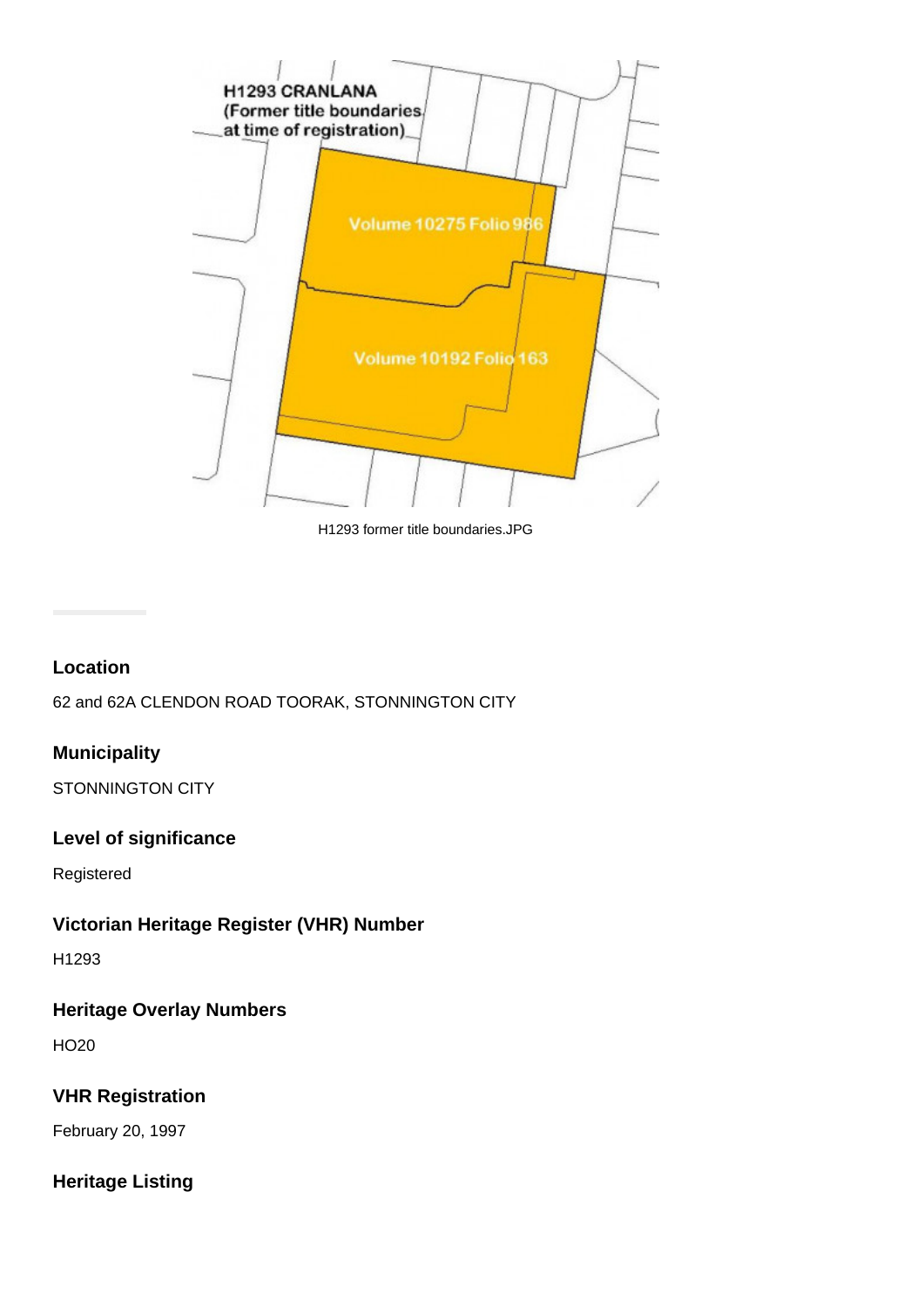H1293 former title boundaries.JPG

## Location

62 and 62A CLENDON ROAD TOORAK, STONNINGTON CITY

## Municipality

STONNINGTON CITY

## Level of significance

Registered

## Victorian Heritage Register (VHR) Number

H1293

## Heritage Overlay Numbers

HO20

## VHR Registration

February 20, 1997

## Heritage Listing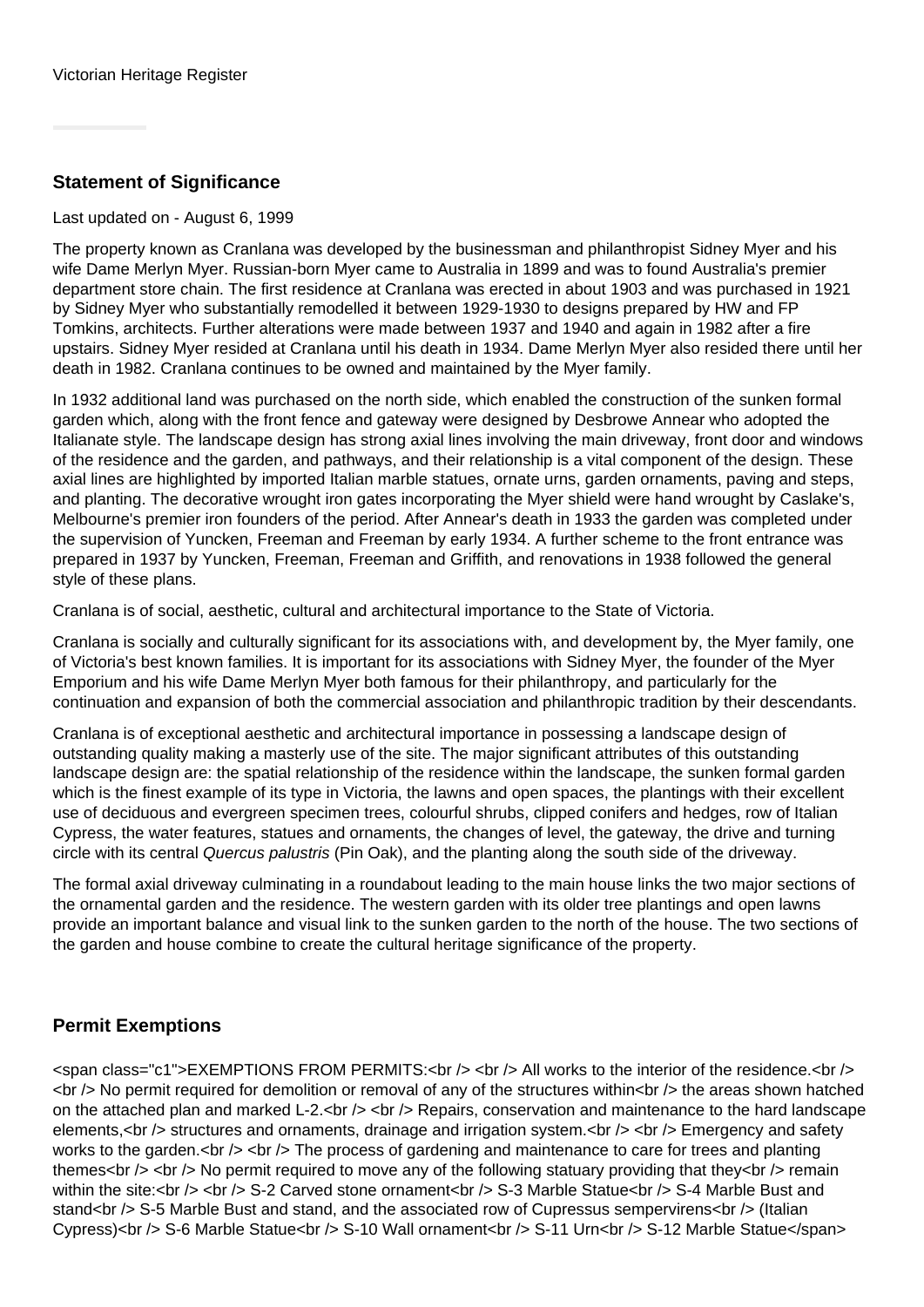Victorian Heritage Register

## Statement of Significance

Last updated on - August 6, 1999

The property known as Cranlana was developed by the businessman and philanthropist Sidney Myer and his wife Dame Merlyn Myer. Russian-born Myer came to Australia in 1899 and was to found Australia's premier department store chain. The first residence at Cranlana was erected in about 1903 and was purchased in 1921 by Sidney Myer who substantially remodelled it between 1929-1930 to designs prepared by HW and FP Tomkins, architects. Further alterations were made between 1937 and 1940 and again in 1982 after a fire upstairs. Sidney Myer resided at Cranlana until his death in 1934. Dame Merlyn Myer also resided there until her death in 1982. Cranlana continues to be owned and maintained by the Myer family.

In 1932 additional land was purchased on the north side, which enabled the construction of the sunken formal garden which, along with the front fence and gateway were designed by Desbrowe Annear who adopted the Italianate style. The landscape design has strong axial lines involving the main driveway, front door and windows of the residence and the garden, and pathways, and their relationship is a vital component of the design. These axial lines are highlighted by imported Italian marble statues, ornate urns, garden ornaments, paving and steps, and planting. The decorative wrought iron gates incorporating the Myer shield were hand wrought by Caslake's, Melbourne's premier iron founders of the period. After Annear's death in 1933 the garden was completed under the supervision of Yuncken, Freeman and Freeman by early 1934. A further scheme to the front entrance was prepared in 1937 by Yuncken, Freeman, Freeman and Griffith, and renovations in 1938 followed the general style of these plans.

Cranlana is of social, aesthetic, cultural and architectural importance to the State of Victoria.

Cranlana is socially and culturally significant for its associations with, and development by, the Myer family, one of Victoria's best known families. It is important for its associations with Sidney Myer, the founder of the Myer Emporium and his wife Dame Merlyn Myer both famous for their philanthropy, and particularly for the continuation and expansion of both the commercial association and philanthropic tradition by their descendants.

Cranlana is of exceptional aesthetic and architectural importance in possessing a landscape design of outstanding quality making a masterly use of the site. The major significant attributes of this outstanding landscape design are: the spatial relationship of the residence within the landscape, the sunken formal garden which is the finest example of its type in Victoria, the lawns and open spaces, the plantings with their excellent use of deciduous and evergreen specimen trees, colourful shrubs, clipped conifers and hedges, row of Italian Cypress, the water features, statues and ornaments, the changes of level, the gateway, the drive and turning circle with its central *Quercus palustris* (Pin Oak), and the planting along the south side of the driveway.

The formal axial driveway culminating in a roundabout leading to the main house links the two major sections of the ornamental garden and the residence. The western garden with its older tree plantings and open lawns provide an important balance and visual link to the sunken garden to the north of the house. The two sections of the garden and house combine to create the cultural heritage significance of the property.

## Permit Exemptions

<span class="c1">EXEMPTIONS FROM PERMITS:<br /> <br /> All works to the interior of the residence.<br /> <br /> No permit required for demolition or removal of any of the structures within<br /> the areas shown hatched on the attached plan and marked L-2.<br /> <br /> Repairs, conservation and maintenance to the hard landscape elements,<br /> structures and ornaments, drainage and irrigation system.<br /> <br /> Emergency and safety works to the garden.<br /> <br /> The process of gardening and maintenance to care for trees and planting themes<br /> <br /> No permit required to move any of the following statuary providing that they<br /> remain within the site:<br /> <br /> S-2 Carved stone ornament<br /> S-3 Marble Statue<br /> S-4 Marble Bust and stand<br /> S-5 Marble Bust and stand, and the associated row of Cupressus sempervirens<br /> (Italian Cypress)<br /> S-6 Marble Statue<br /> S-10 Wall ornament<br /> S-11 Urn<br /> S-12 Marble Statue</span>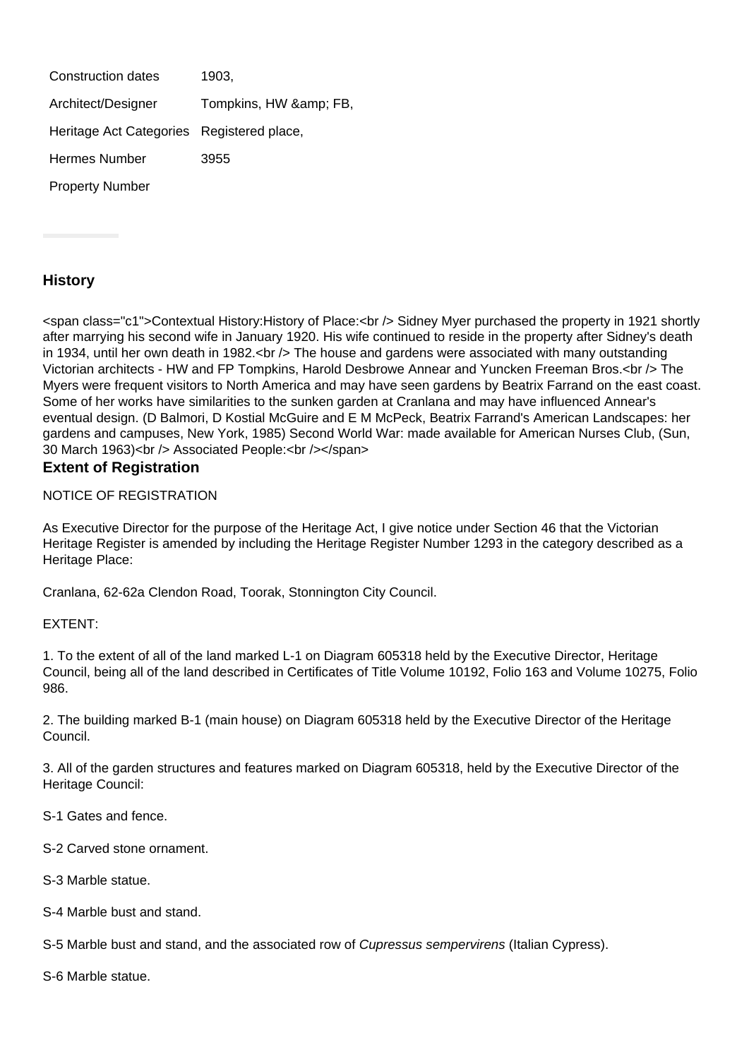| | |
|---|---|
| Construction dates | 1903, |
| Architect/Designer | Tompkins, HW &amp; FB, |
| Heritage Act Categories | Registered place, |
| Hermes Number | 3955 |
| Property Number | |

## History

<span class="c1">Contextual History:History of Place:<br /> Sidney Myer purchased the property in 1921 shortly after marrying his second wife in January 1920. His wife continued to reside in the property after Sidney's death in 1934, until her own death in 1982.<br /> The house and gardens were associated with many outstanding Victorian architects - HW and FP Tompkins, Harold Desbrowe Annear and Yuncken Freeman Bros.<br /> The Myers were frequent visitors to North America and may have seen gardens by Beatrix Farrand on the east coast. Some of her works have similarities to the sunken garden at Cranlana and may have influenced Annear's eventual design. (D Balmori, D Kostial McGuire and E M McPeck, Beatrix Farrand's American Landscapes: her gardens and campuses, New York, 1985) Second World War: made available for American Nurses Club, (Sun, 30 March 1963)<br /> Associated People:<br /></span>

## Extent of Registration

NOTICE OF REGISTRATION

As Executive Director for the purpose of the Heritage Act, I give notice under Section 46 that the Victorian Heritage Register is amended by including the Heritage Register Number 1293 in the category described as a Heritage Place:

Cranlana, 62-62a Clendon Road, Toorak, Stonnington City Council.

EXTENT:

1. To the extent of all of the land marked L-1 on Diagram 605318 held by the Executive Director, Heritage Council, being all of the land described in Certificates of Title Volume 10192, Folio 163 and Volume 10275, Folio 986.

2. The building marked B-1 (main house) on Diagram 605318 held by the Executive Director of the Heritage Council.

3. All of the garden structures and features marked on Diagram 605318, held by the Executive Director of the Heritage Council:

S-1 Gates and fence.

S-2 Carved stone ornament.

S-3 Marble statue.

S-4 Marble bust and stand.

S-5 Marble bust and stand, and the associated row of *Cupressus sempervirens* (Italian Cypress).

S-6 Marble statue.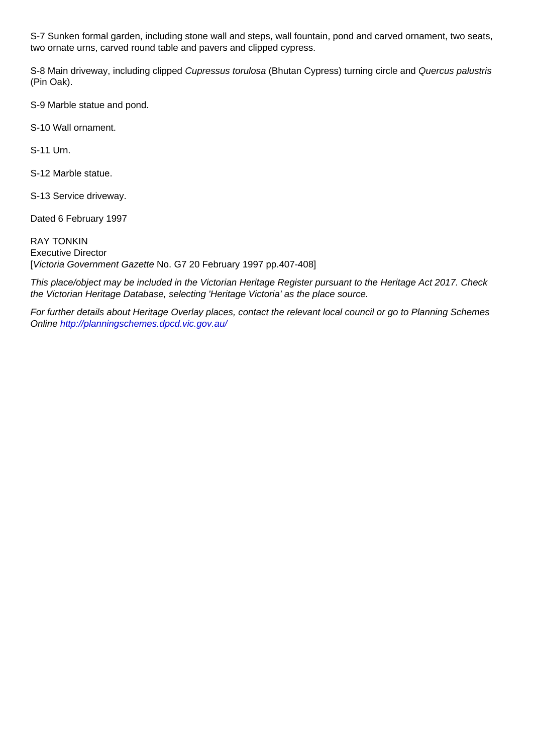S-7 Sunken formal garden, including stone wall and steps, wall fountain, pond and carved ornament, two seats, two ornate urns, carved round table and pavers and clipped cypress.

S-8 Main driveway, including clipped *Cupressus torulosa* (Bhutan Cypress) turning circle and *Quercus palustris* (Pin Oak).

S-9 Marble statue and pond.

S-10 Wall ornament.

S-11 Urn.

S-12 Marble statue.

S-13 Service driveway.

Dated 6 February 1997

RAY TONKIN
Executive Director
[*Victoria Government Gazette* No. G7 20 February 1997 pp.407-408]

*This place/object may be included in the Victorian Heritage Register pursuant to the Heritage Act 2017. Check the Victorian Heritage Database, selecting 'Heritage Victoria' as the place source.*

*For further details about Heritage Overlay places, contact the relevant local council or go to Planning Schemes Online [http://planningschemes.dpcd.vic.gov.au/](http://planningschemes.dpcd.vic.gov.au/)*